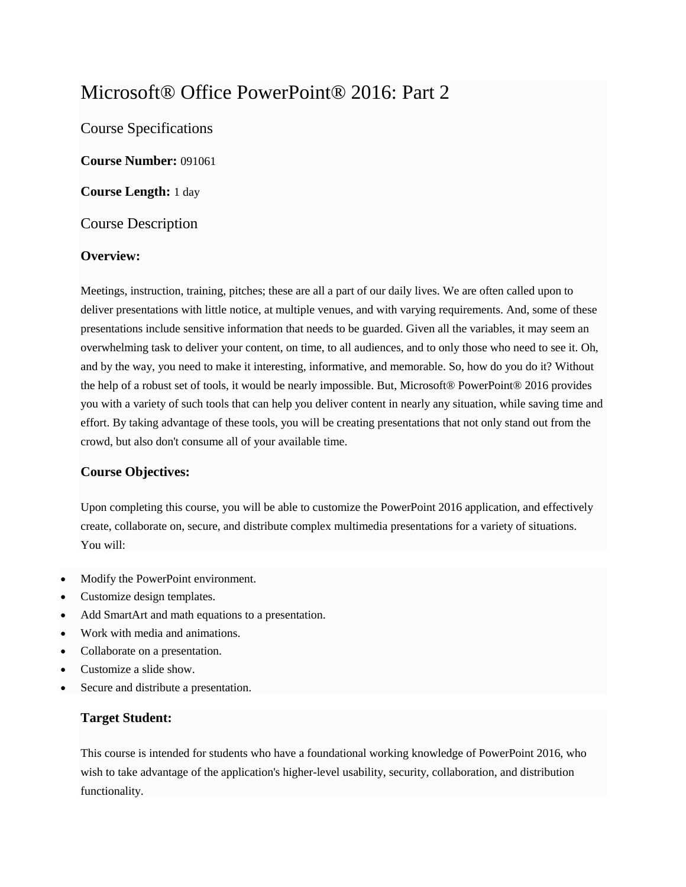# Microsoft® Office PowerPoint® 2016: Part 2

## Course Specifications

**Course Number:** 091061

**Course Length:** 1 day

## Course Description

### Overview:

Meetings, instruction, training, pitches; these are all a part of our daily lives. We are often called upon to deliver presentations with little notice, at multiple venues, and with varying requirements. And, some of these presentations include sensitive information that needs to be guarded. Given all the variables, it may seem an overwhelming task to deliver your content, on time, to all audiences, and to only those who need to see it. Oh, and by the way, you need to make it interesting, informative, and memorable. So, how do you do it? Without the help of a robust set of tools, it would be nearly impossible. But, Microsoft® PowerPoint® 2016 provides you with a variety of such tools that can help you deliver content in nearly any situation, while saving time and effort. By taking advantage of these tools, you will be creating presentations that not only stand out from the crowd, but also don't consume all of your available time.

### Course Objectives:

Upon completing this course, you will be able to customize the PowerPoint 2016 application, and effectively create, collaborate on, secure, and distribute complex multimedia presentations for a variety of situations. You will:

- Modify the PowerPoint environment.
- Customize design templates.
- Add SmartArt and math equations to a presentation.
- Work with media and animations.
- Collaborate on a presentation.
- Customize a slide show.
- Secure and distribute a presentation.

### Target Student:

This course is intended for students who have a foundational working knowledge of PowerPoint 2016, who wish to take advantage of the application's higher-level usability, security, collaboration, and distribution functionality.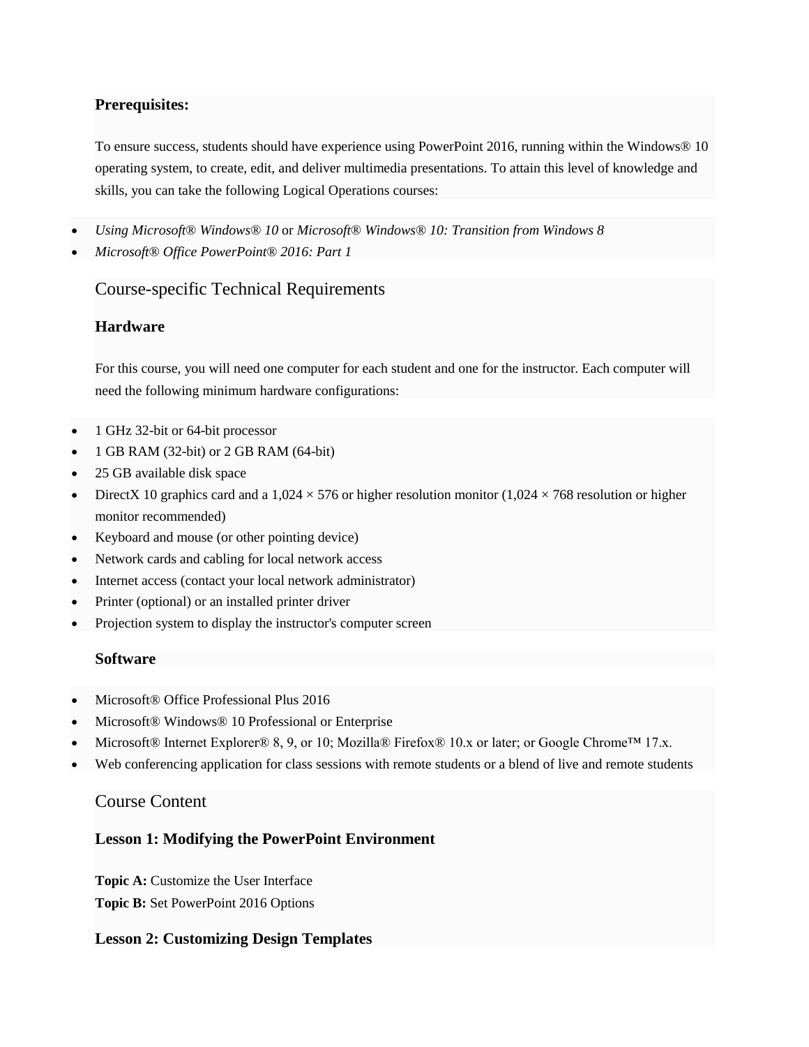### Prerequisites:

To ensure success, students should have experience using PowerPoint 2016, running within the Windows® 10 operating system, to create, edit, and deliver multimedia presentations. To attain this level of knowledge and skills, you can take the following Logical Operations courses:

- *Using Microsoft® Windows® 10* or *Microsoft® Windows® 10: Transition from Windows 8*
- *Microsoft® Office PowerPoint® 2016: Part 1*

## Course-specific Technical Requirements

### Hardware

For this course, you will need one computer for each student and one for the instructor. Each computer will need the following minimum hardware configurations:

- 1 GHz 32-bit or 64-bit processor
- 1 GB RAM (32-bit) or 2 GB RAM (64-bit)
- 25 GB available disk space
- DirectX 10 graphics card and a 1,024 × 576 or higher resolution monitor (1,024 × 768 resolution or higher monitor recommended)
- Keyboard and mouse (or other pointing device)
- Network cards and cabling for local network access
- Internet access (contact your local network administrator)
- Printer (optional) or an installed printer driver
- Projection system to display the instructor's computer screen

### Software

- Microsoft® Office Professional Plus 2016
- Microsoft® Windows® 10 Professional or Enterprise
- Microsoft® Internet Explorer® 8, 9, or 10; Mozilla® Firefox® 10.x or later; or Google Chrome™ 17.x.
- Web conferencing application for class sessions with remote students or a blend of live and remote students

## Course Content

### Lesson 1: Modifying the PowerPoint Environment

**Topic A:** Customize the User Interface
**Topic B:** Set PowerPoint 2016 Options

### Lesson 2: Customizing Design Templates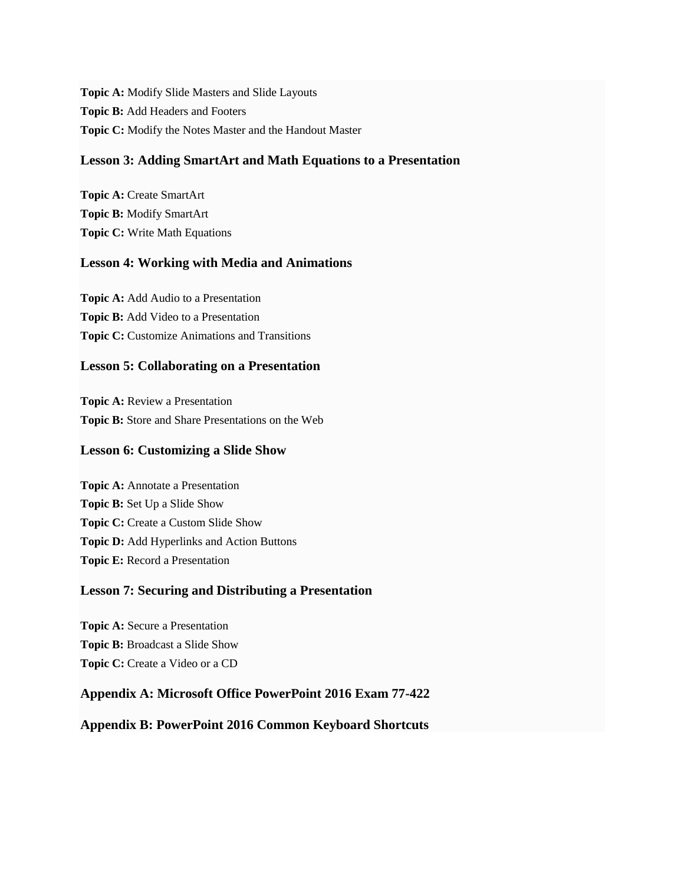**Topic A:** Modify Slide Masters and Slide Layouts

**Topic B:** Add Headers and Footers

**Topic C:** Modify the Notes Master and the Handout Master

### Lesson 3: Adding SmartArt and Math Equations to a Presentation

**Topic A:** Create SmartArt

**Topic B:** Modify SmartArt

**Topic C:** Write Math Equations

### Lesson 4: Working with Media and Animations

**Topic A:** Add Audio to a Presentation

**Topic B:** Add Video to a Presentation

**Topic C:** Customize Animations and Transitions

### Lesson 5: Collaborating on a Presentation

**Topic A:** Review a Presentation

**Topic B:** Store and Share Presentations on the Web

### Lesson 6: Customizing a Slide Show

**Topic A:** Annotate a Presentation

**Topic B:** Set Up a Slide Show

**Topic C:** Create a Custom Slide Show

**Topic D:** Add Hyperlinks and Action Buttons

**Topic E:** Record a Presentation

### Lesson 7: Securing and Distributing a Presentation

**Topic A:** Secure a Presentation

**Topic B:** Broadcast a Slide Show

**Topic C:** Create a Video or a CD

### Appendix A: Microsoft Office PowerPoint 2016 Exam 77-422

### Appendix B: PowerPoint 2016 Common Keyboard Shortcuts